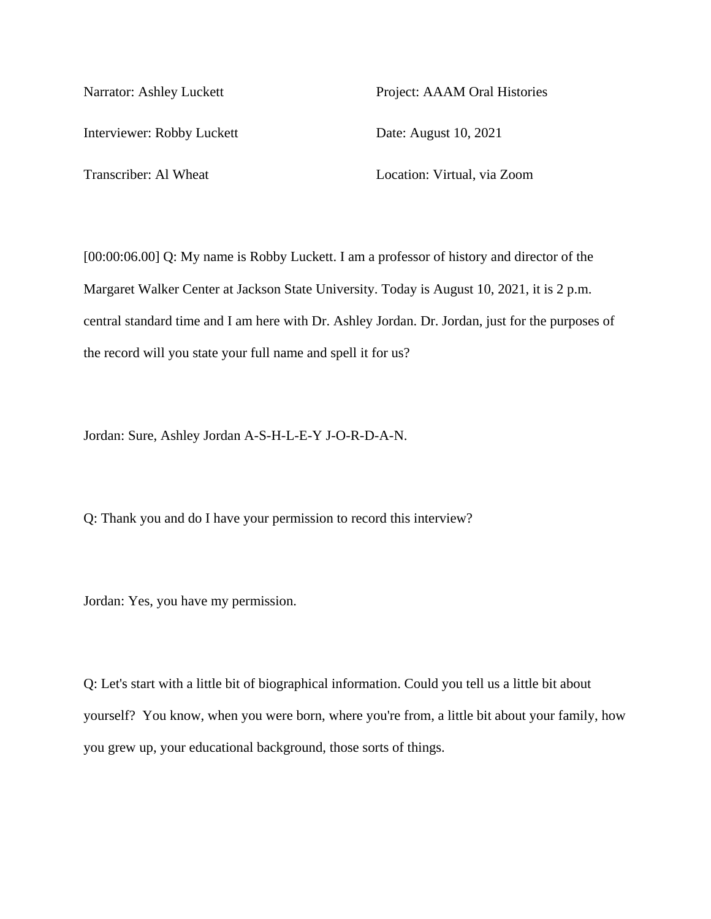Narrator: Ashley Luckett

Project: AAAM Oral Histories

Interviewer: Robby Luckett

Date: August 10, 2021

Transcriber: Al Wheat

Location: Virtual, via Zoom

[00:00:06.00] Q: My name is Robby Luckett. I am a professor of history and director of the Margaret Walker Center at Jackson State University. Today is August 10, 2021, it is 2 p.m. central standard time and I am here with Dr. Ashley Jordan. Dr. Jordan, just for the purposes of the record will you state your full name and spell it for us?

Jordan: Sure, Ashley Jordan A-S-H-L-E-Y J-O-R-D-A-N.

Q: Thank you and do I have your permission to record this interview?

Jordan: Yes, you have my permission.

Q: Let's start with a little bit of biographical information. Could you tell us a little bit about yourself? You know, when you were born, where you're from, a little bit about your family, how you grew up, your educational background, those sorts of things.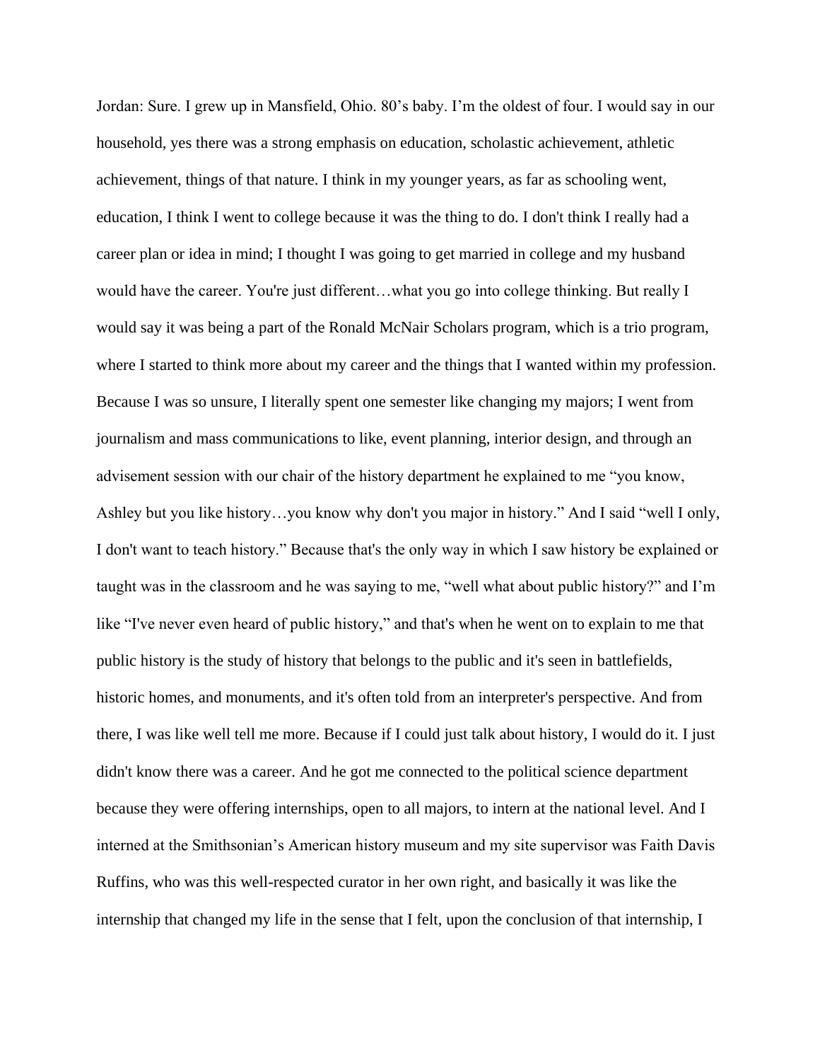Jordan: Sure. I grew up in Mansfield, Ohio. 80's baby. I'm the oldest of four. I would say in our household, yes there was a strong emphasis on education, scholastic achievement, athletic achievement, things of that nature. I think in my younger years, as far as schooling went, education, I think I went to college because it was the thing to do. I don't think I really had a career plan or idea in mind; I thought I was going to get married in college and my husband would have the career. You're just different…what you go into college thinking. But really I would say it was being a part of the Ronald McNair Scholars program, which is a trio program, where I started to think more about my career and the things that I wanted within my profession. Because I was so unsure, I literally spent one semester like changing my majors; I went from journalism and mass communications to like, event planning, interior design, and through an advisement session with our chair of the history department he explained to me "you know, Ashley but you like history…you know why don't you major in history." And I said "well I only, I don't want to teach history." Because that's the only way in which I saw history be explained or taught was in the classroom and he was saying to me, "well what about public history?" and I'm like "I've never even heard of public history," and that's when he went on to explain to me that public history is the study of history that belongs to the public and it's seen in battlefields, historic homes, and monuments, and it's often told from an interpreter's perspective. And from there, I was like well tell me more. Because if I could just talk about history, I would do it. I just didn't know there was a career. And he got me connected to the political science department because they were offering internships, open to all majors, to intern at the national level. And I interned at the Smithsonian's American history museum and my site supervisor was Faith Davis Ruffins, who was this well-respected curator in her own right, and basically it was like the internship that changed my life in the sense that I felt, upon the conclusion of that internship, I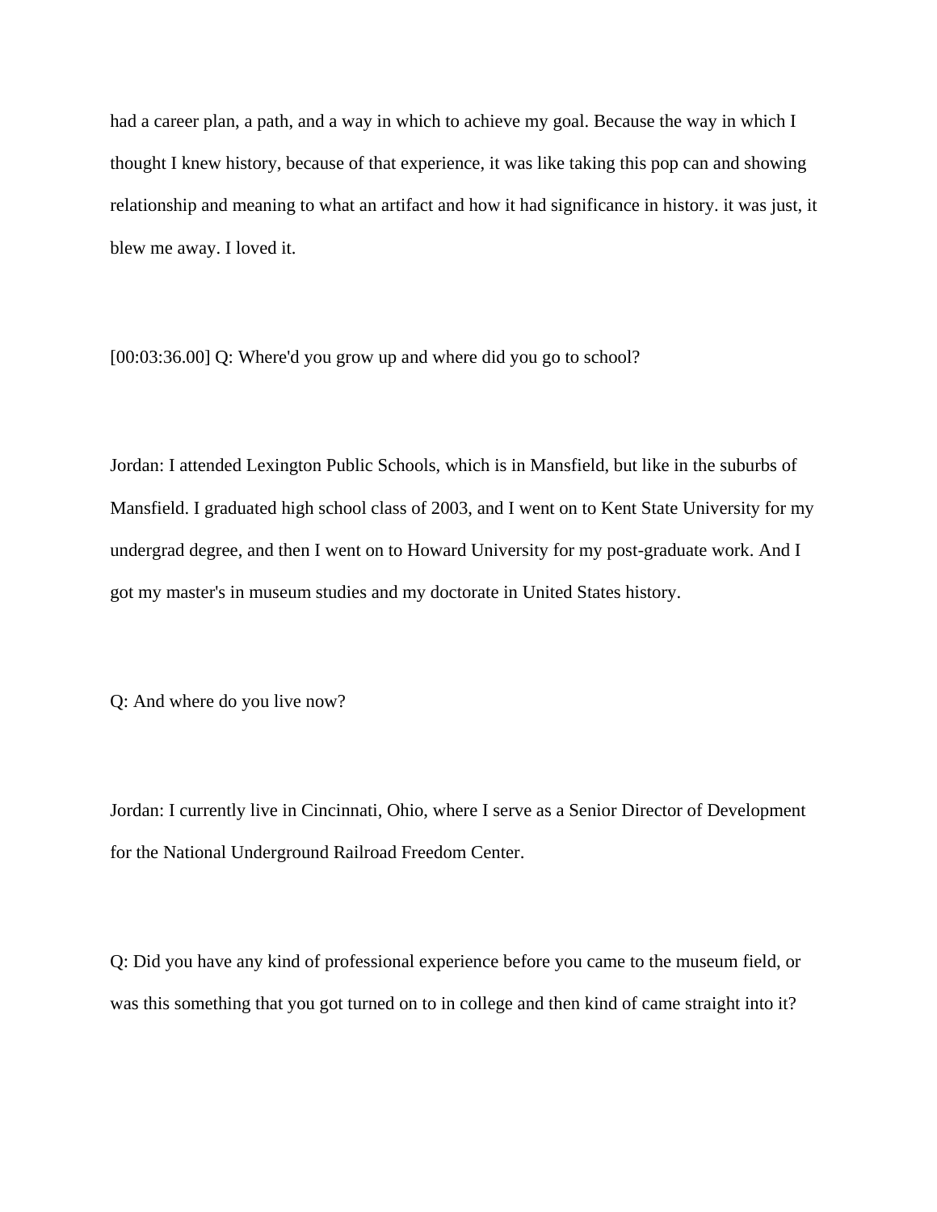had a career plan, a path, and a way in which to achieve my goal. Because the way in which I thought I knew history, because of that experience, it was like taking this pop can and showing relationship and meaning to what an artifact and how it had significance in history. it was just, it blew me away. I loved it.

[00:03:36.00] Q: Where'd you grow up and where did you go to school?

Jordan: I attended Lexington Public Schools, which is in Mansfield, but like in the suburbs of Mansfield. I graduated high school class of 2003, and I went on to Kent State University for my undergrad degree, and then I went on to Howard University for my post-graduate work. And I got my master's in museum studies and my doctorate in United States history.

Q: And where do you live now?

Jordan: I currently live in Cincinnati, Ohio, where I serve as a Senior Director of Development for the National Underground Railroad Freedom Center.

Q: Did you have any kind of professional experience before you came to the museum field, or was this something that you got turned on to in college and then kind of came straight into it?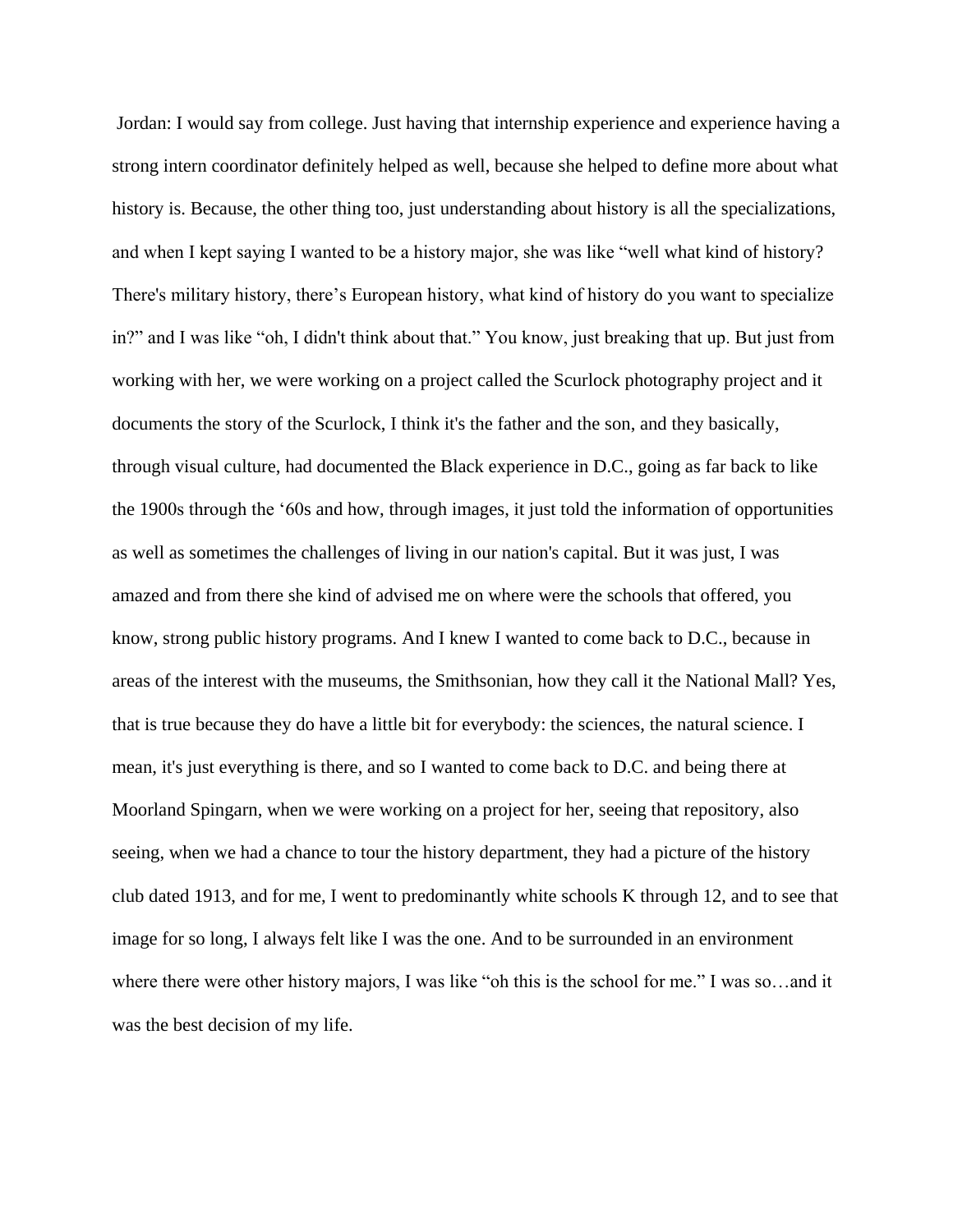Jordan: I would say from college. Just having that internship experience and experience having a strong intern coordinator definitely helped as well, because she helped to define more about what history is. Because, the other thing too, just understanding about history is all the specializations, and when I kept saying I wanted to be a history major, she was like "well what kind of history? There's military history, there's European history, what kind of history do you want to specialize in?" and I was like "oh, I didn't think about that." You know, just breaking that up. But just from working with her, we were working on a project called the Scurlock photography project and it documents the story of the Scurlock, I think it's the father and the son, and they basically, through visual culture, had documented the Black experience in D.C., going as far back to like the 1900s through the '60s and how, through images, it just told the information of opportunities as well as sometimes the challenges of living in our nation's capital. But it was just, I was amazed and from there she kind of advised me on where were the schools that offered, you know, strong public history programs. And I knew I wanted to come back to D.C., because in areas of the interest with the museums, the Smithsonian, how they call it the National Mall? Yes, that is true because they do have a little bit for everybody: the sciences, the natural science. I mean, it's just everything is there, and so I wanted to come back to D.C. and being there at Moorland Spingarn, when we were working on a project for her, seeing that repository, also seeing, when we had a chance to tour the history department, they had a picture of the history club dated 1913, and for me, I went to predominantly white schools K through 12, and to see that image for so long, I always felt like I was the one. And to be surrounded in an environment where there were other history majors, I was like "oh this is the school for me." I was so…and it was the best decision of my life.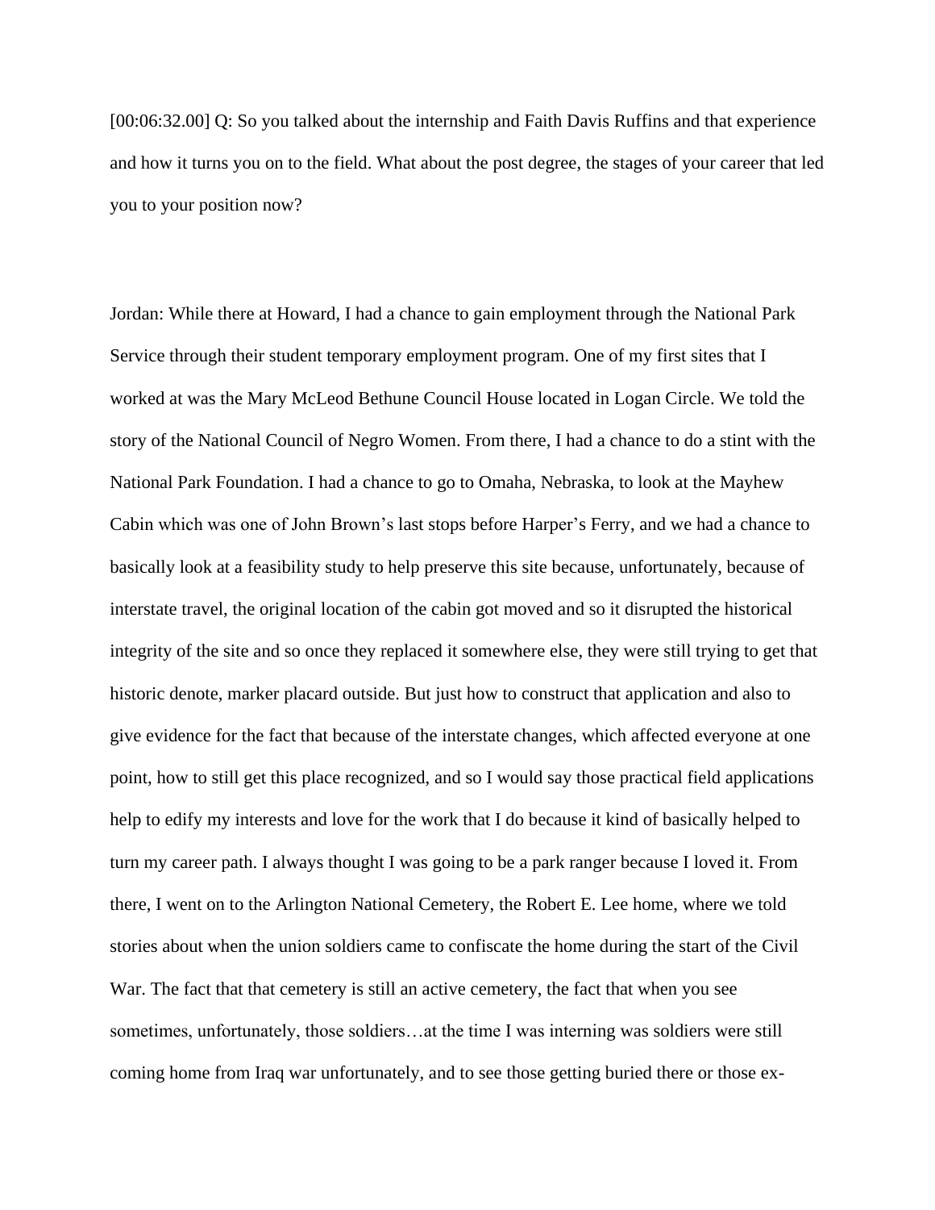[00:06:32.00] Q: So you talked about the internship and Faith Davis Ruffins and that experience and how it turns you on to the field. What about the post degree, the stages of your career that led you to your position now?

Jordan: While there at Howard, I had a chance to gain employment through the National Park Service through their student temporary employment program. One of my first sites that I worked at was the Mary McLeod Bethune Council House located in Logan Circle. We told the story of the National Council of Negro Women. From there, I had a chance to do a stint with the National Park Foundation. I had a chance to go to Omaha, Nebraska, to look at the Mayhew Cabin which was one of John Brown's last stops before Harper's Ferry, and we had a chance to basically look at a feasibility study to help preserve this site because, unfortunately, because of interstate travel, the original location of the cabin got moved and so it disrupted the historical integrity of the site and so once they replaced it somewhere else, they were still trying to get that historic denote, marker placard outside. But just how to construct that application and also to give evidence for the fact that because of the interstate changes, which affected everyone at one point, how to still get this place recognized, and so I would say those practical field applications help to edify my interests and love for the work that I do because it kind of basically helped to turn my career path. I always thought I was going to be a park ranger because I loved it. From there, I went on to the Arlington National Cemetery, the Robert E. Lee home, where we told stories about when the union soldiers came to confiscate the home during the start of the Civil War. The fact that that cemetery is still an active cemetery, the fact that when you see sometimes, unfortunately, those soldiers…at the time I was interning was soldiers were still coming home from Iraq war unfortunately, and to see those getting buried there or those ex-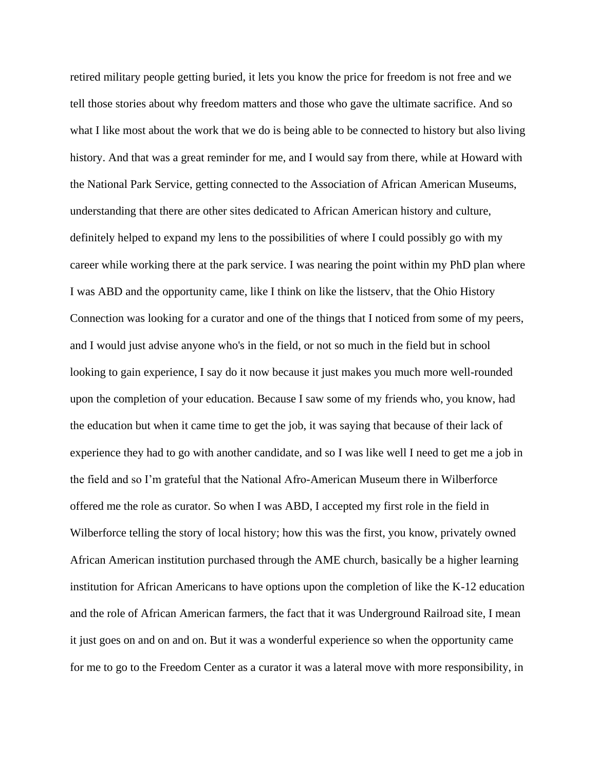retired military people getting buried, it lets you know the price for freedom is not free and we tell those stories about why freedom matters and those who gave the ultimate sacrifice. And so what I like most about the work that we do is being able to be connected to history but also living history. And that was a great reminder for me, and I would say from there, while at Howard with the National Park Service, getting connected to the Association of African American Museums, understanding that there are other sites dedicated to African American history and culture, definitely helped to expand my lens to the possibilities of where I could possibly go with my career while working there at the park service. I was nearing the point within my PhD plan where I was ABD and the opportunity came, like I think on like the listserv, that the Ohio History Connection was looking for a curator and one of the things that I noticed from some of my peers, and I would just advise anyone who's in the field, or not so much in the field but in school looking to gain experience, I say do it now because it just makes you much more well-rounded upon the completion of your education. Because I saw some of my friends who, you know, had the education but when it came time to get the job, it was saying that because of their lack of experience they had to go with another candidate, and so I was like well I need to get me a job in the field and so I'm grateful that the National Afro-American Museum there in Wilberforce offered me the role as curator. So when I was ABD, I accepted my first role in the field in Wilberforce telling the story of local history; how this was the first, you know, privately owned African American institution purchased through the AME church, basically be a higher learning institution for African Americans to have options upon the completion of like the K-12 education and the role of African American farmers, the fact that it was Underground Railroad site, I mean it just goes on and on and on. But it was a wonderful experience so when the opportunity came for me to go to the Freedom Center as a curator it was a lateral move with more responsibility, in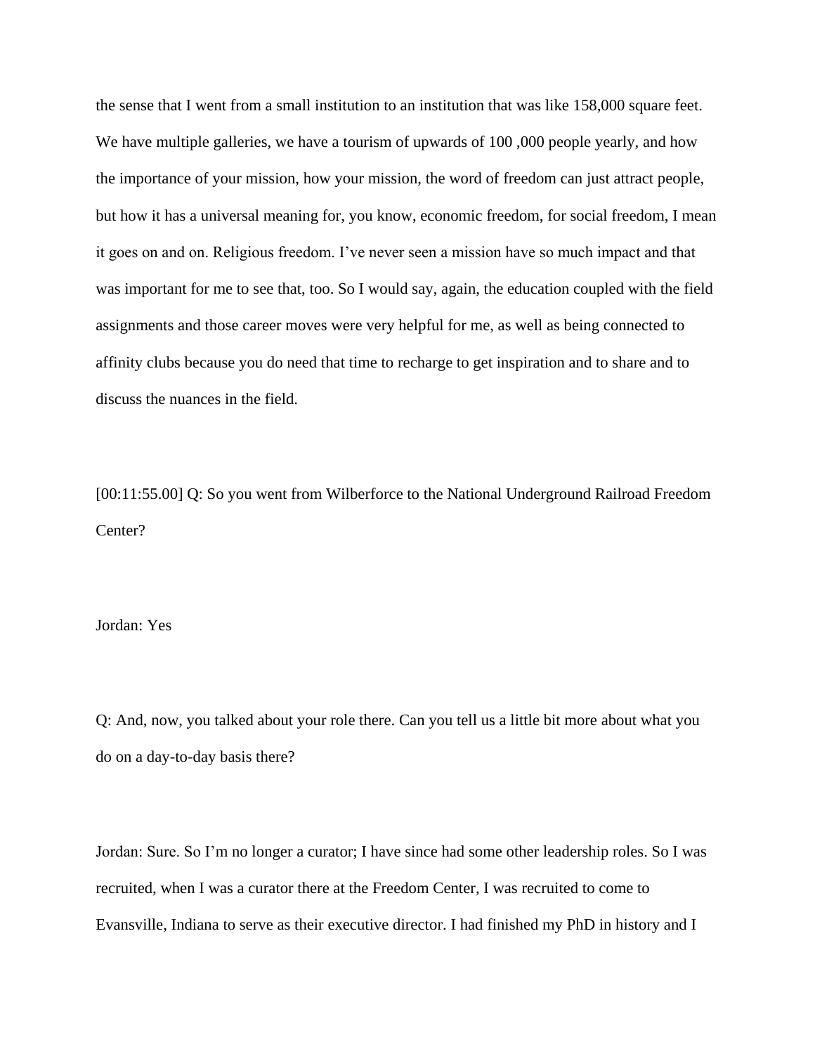the sense that I went from a small institution to an institution that was like 158,000 square feet. We have multiple galleries, we have a tourism of upwards of 100 ,000 people yearly, and how the importance of your mission, how your mission, the word of freedom can just attract people, but how it has a universal meaning for, you know, economic freedom, for social freedom, I mean it goes on and on. Religious freedom. I've never seen a mission have so much impact and that was important for me to see that, too. So I would say, again, the education coupled with the field assignments and those career moves were very helpful for me, as well as being connected to affinity clubs because you do need that time to recharge to get inspiration and to share and to discuss the nuances in the field.

[00:11:55.00] Q: So you went from Wilberforce to the National Underground Railroad Freedom Center?

Jordan: Yes

Q: And, now, you talked about your role there. Can you tell us a little bit more about what you do on a day-to-day basis there?

Jordan: Sure. So I'm no longer a curator; I have since had some other leadership roles. So I was recruited, when I was a curator there at the Freedom Center, I was recruited to come to Evansville, Indiana to serve as their executive director. I had finished my PhD in history and I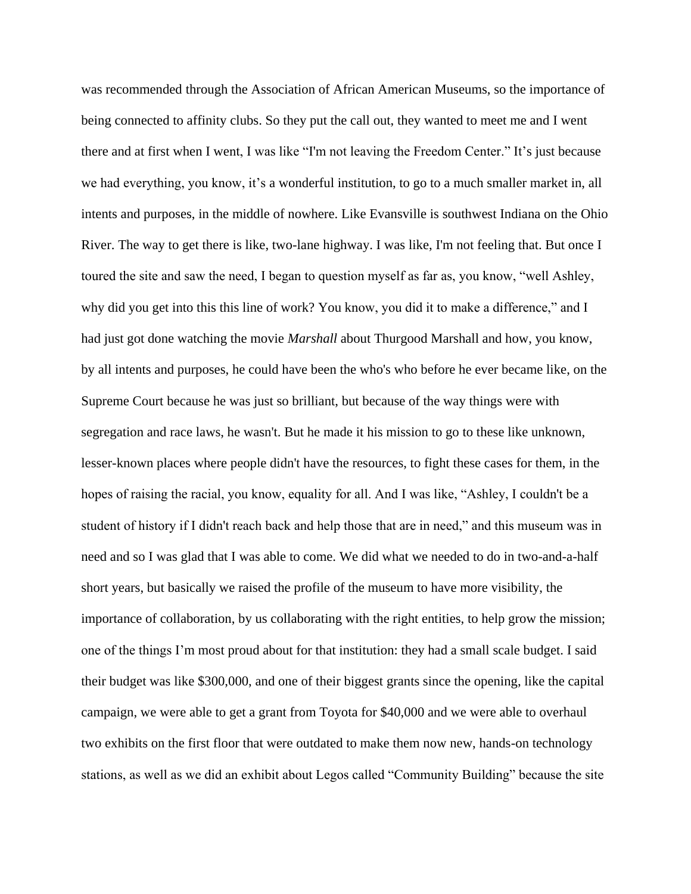was recommended through the Association of African American Museums, so the importance of being connected to affinity clubs. So they put the call out, they wanted to meet me and I went there and at first when I went, I was like "I'm not leaving the Freedom Center." It's just because we had everything, you know, it's a wonderful institution, to go to a much smaller market in, all intents and purposes, in the middle of nowhere. Like Evansville is southwest Indiana on the Ohio River. The way to get there is like, two-lane highway. I was like, I'm not feeling that. But once I toured the site and saw the need, I began to question myself as far as, you know, "well Ashley, why did you get into this this line of work? You know, you did it to make a difference," and I had just got done watching the movie *Marshall* about Thurgood Marshall and how, you know, by all intents and purposes, he could have been the who's who before he ever became like, on the Supreme Court because he was just so brilliant, but because of the way things were with segregation and race laws, he wasn't. But he made it his mission to go to these like unknown, lesser-known places where people didn't have the resources, to fight these cases for them, in the hopes of raising the racial, you know, equality for all. And I was like, "Ashley, I couldn't be a student of history if I didn't reach back and help those that are in need," and this museum was in need and so I was glad that I was able to come. We did what we needed to do in two-and-a-half short years, but basically we raised the profile of the museum to have more visibility, the importance of collaboration, by us collaborating with the right entities, to help grow the mission; one of the things I'm most proud about for that institution: they had a small scale budget. I said their budget was like $300,000, and one of their biggest grants since the opening, like the capital campaign, we were able to get a grant from Toyota for $40,000 and we were able to overhaul two exhibits on the first floor that were outdated to make them now new, hands-on technology stations, as well as we did an exhibit about Legos called "Community Building" because the site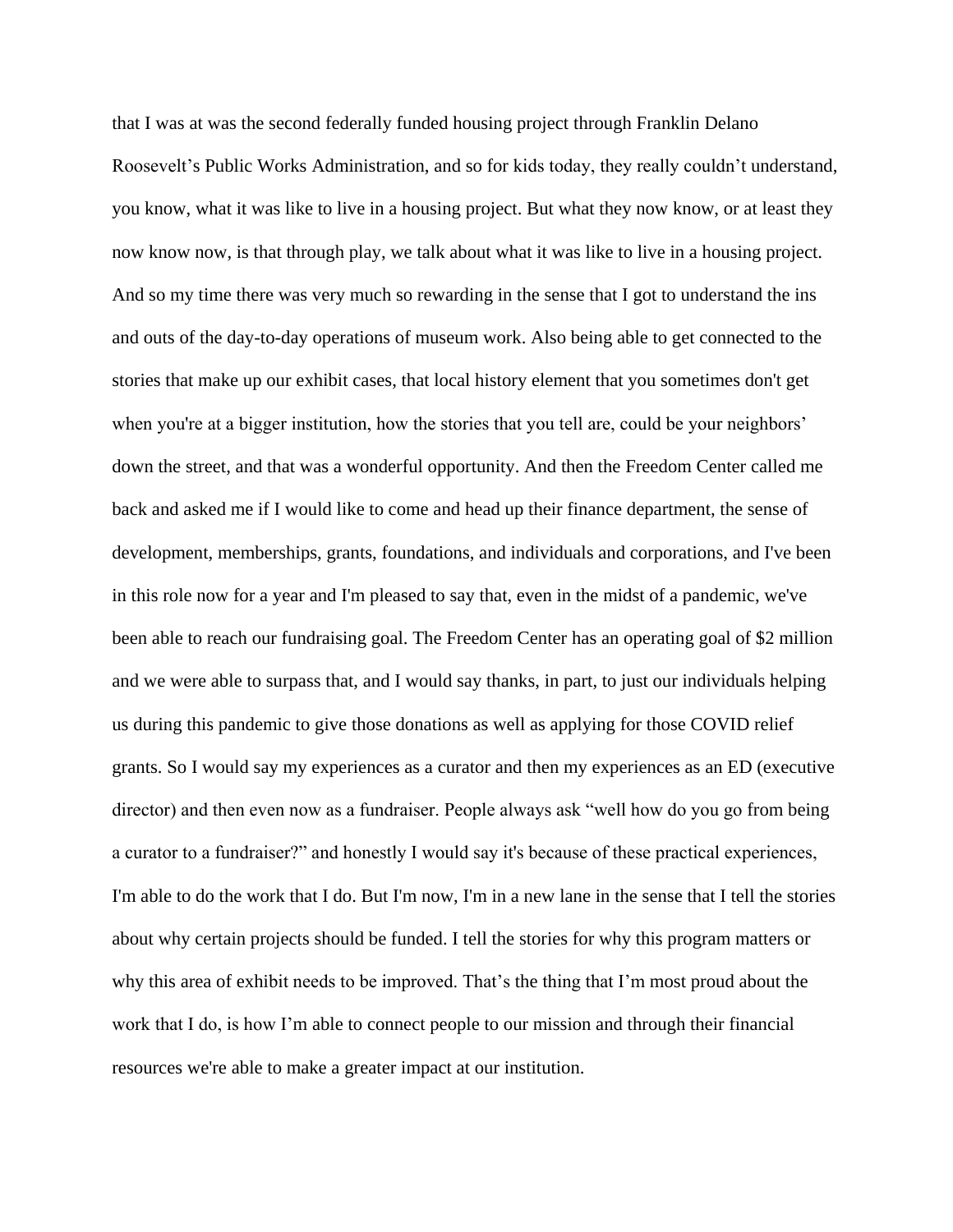that I was at was the second federally funded housing project through Franklin Delano Roosevelt's Public Works Administration, and so for kids today, they really couldn't understand, you know, what it was like to live in a housing project. But what they now know, or at least they now know now, is that through play, we talk about what it was like to live in a housing project. And so my time there was very much so rewarding in the sense that I got to understand the ins and outs of the day-to-day operations of museum work. Also being able to get connected to the stories that make up our exhibit cases, that local history element that you sometimes don't get when you're at a bigger institution, how the stories that you tell are, could be your neighbors' down the street, and that was a wonderful opportunity. And then the Freedom Center called me back and asked me if I would like to come and head up their finance department, the sense of development, memberships, grants, foundations, and individuals and corporations, and I've been in this role now for a year and I'm pleased to say that, even in the midst of a pandemic, we've been able to reach our fundraising goal. The Freedom Center has an operating goal of $2 million and we were able to surpass that, and I would say thanks, in part, to just our individuals helping us during this pandemic to give those donations as well as applying for those COVID relief grants. So I would say my experiences as a curator and then my experiences as an ED (executive director) and then even now as a fundraiser. People always ask "well how do you go from being a curator to a fundraiser?" and honestly I would say it's because of these practical experiences, I'm able to do the work that I do. But I'm now, I'm in a new lane in the sense that I tell the stories about why certain projects should be funded. I tell the stories for why this program matters or why this area of exhibit needs to be improved. That's the thing that I'm most proud about the work that I do, is how I'm able to connect people to our mission and through their financial resources we're able to make a greater impact at our institution.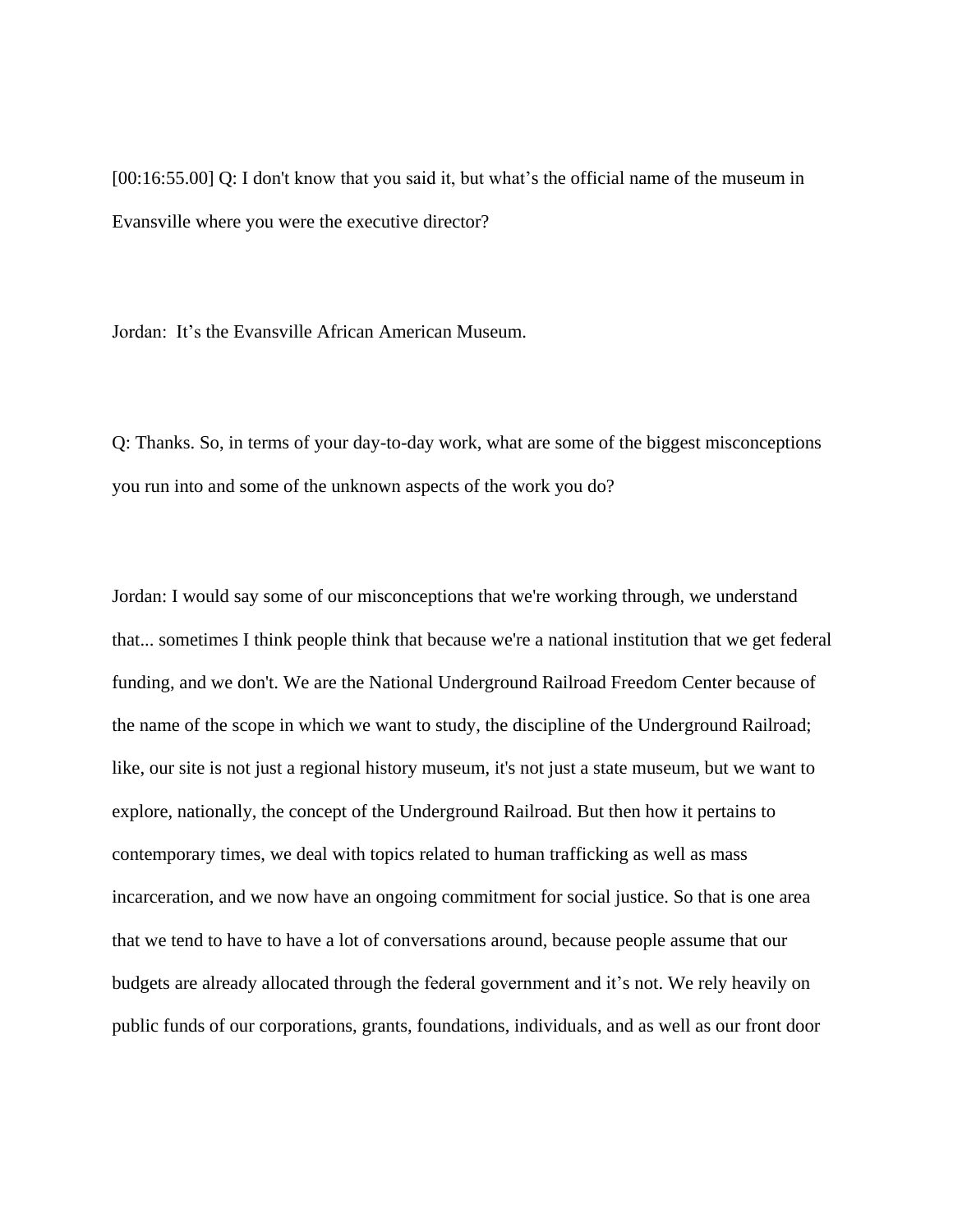[00:16:55.00] Q: I don't know that you said it, but what’s the official name of the museum in Evansville where you were the executive director?

Jordan: It’s the Evansville African American Museum.

Q: Thanks. So, in terms of your day-to-day work, what are some of the biggest misconceptions you run into and some of the unknown aspects of the work you do?

Jordan: I would say some of our misconceptions that we're working through, we understand that... sometimes I think people think that because we're a national institution that we get federal funding, and we don't. We are the National Underground Railroad Freedom Center because of the name of the scope in which we want to study, the discipline of the Underground Railroad; like, our site is not just a regional history museum, it's not just a state museum, but we want to explore, nationally, the concept of the Underground Railroad. But then how it pertains to contemporary times, we deal with topics related to human trafficking as well as mass incarceration, and we now have an ongoing commitment for social justice. So that is one area that we tend to have to have a lot of conversations around, because people assume that our budgets are already allocated through the federal government and it’s not. We rely heavily on public funds of our corporations, grants, foundations, individuals, and as well as our front door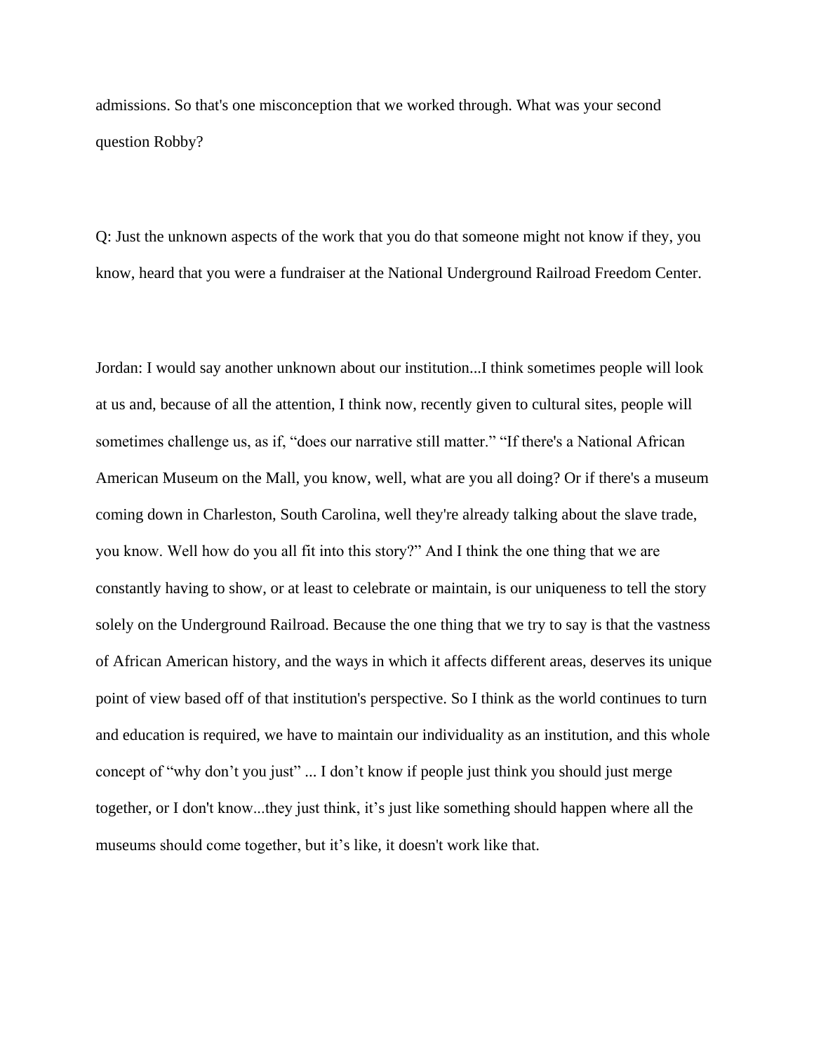admissions. So that's one misconception that we worked through. What was your second question Robby?

Q: Just the unknown aspects of the work that you do that someone might not know if they, you know, heard that you were a fundraiser at the National Underground Railroad Freedom Center.

Jordan: I would say another unknown about our institution...I think sometimes people will look at us and, because of all the attention, I think now, recently given to cultural sites, people will sometimes challenge us, as if, "does our narrative still matter." "If there's a National African American Museum on the Mall, you know, well, what are you all doing? Or if there's a museum coming down in Charleston, South Carolina, well they're already talking about the slave trade, you know. Well how do you all fit into this story?" And I think the one thing that we are constantly having to show, or at least to celebrate or maintain, is our uniqueness to tell the story solely on the Underground Railroad. Because the one thing that we try to say is that the vastness of African American history, and the ways in which it affects different areas, deserves its unique point of view based off of that institution's perspective. So I think as the world continues to turn and education is required, we have to maintain our individuality as an institution, and this whole concept of "why don't you just" ... I don't know if people just think you should just merge together, or I don't know...they just think, it's just like something should happen where all the museums should come together, but it's like, it doesn't work like that.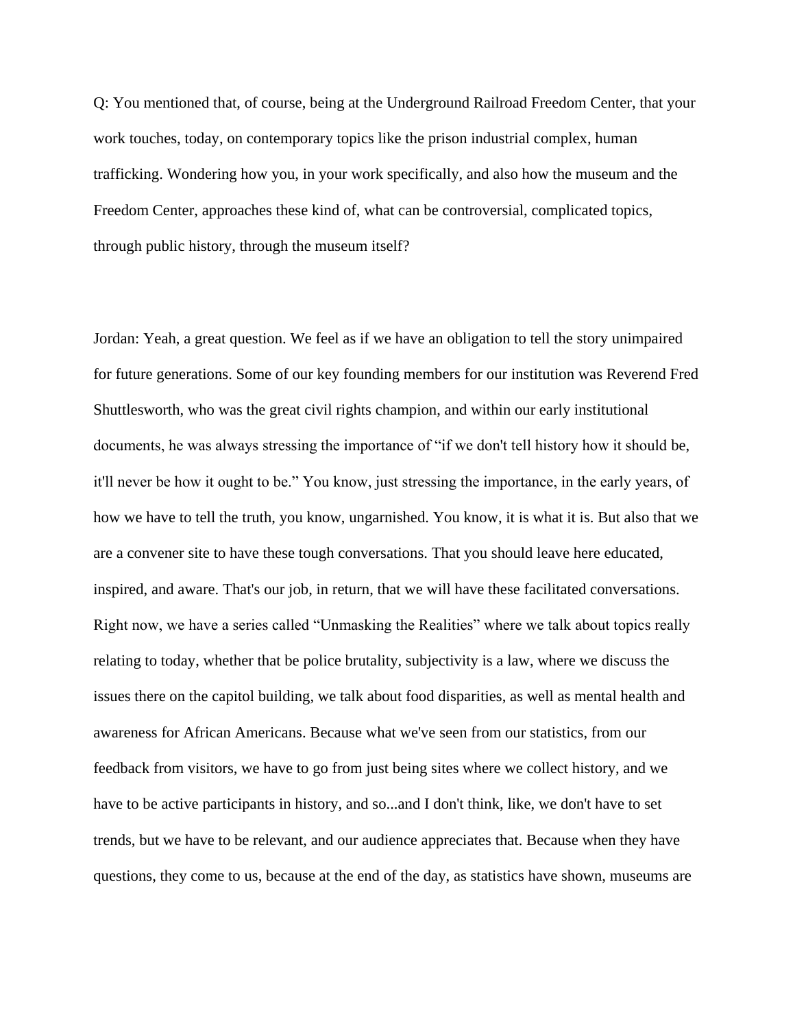Q: You mentioned that, of course, being at the Underground Railroad Freedom Center, that your work touches, today, on contemporary topics like the prison industrial complex, human trafficking. Wondering how you, in your work specifically, and also how the museum and the Freedom Center, approaches these kind of, what can be controversial, complicated topics, through public history, through the museum itself?

Jordan: Yeah, a great question. We feel as if we have an obligation to tell the story unimpaired for future generations. Some of our key founding members for our institution was Reverend Fred Shuttlesworth, who was the great civil rights champion, and within our early institutional documents, he was always stressing the importance of "if we don't tell history how it should be, it'll never be how it ought to be." You know, just stressing the importance, in the early years, of how we have to tell the truth, you know, ungarnished. You know, it is what it is. But also that we are a convener site to have these tough conversations. That you should leave here educated, inspired, and aware. That's our job, in return, that we will have these facilitated conversations. Right now, we have a series called "Unmasking the Realities" where we talk about topics really relating to today, whether that be police brutality, subjectivity is a law, where we discuss the issues there on the capitol building, we talk about food disparities, as well as mental health and awareness for African Americans. Because what we've seen from our statistics, from our feedback from visitors, we have to go from just being sites where we collect history, and we have to be active participants in history, and so...and I don't think, like, we don't have to set trends, but we have to be relevant, and our audience appreciates that. Because when they have questions, they come to us, because at the end of the day, as statistics have shown, museums are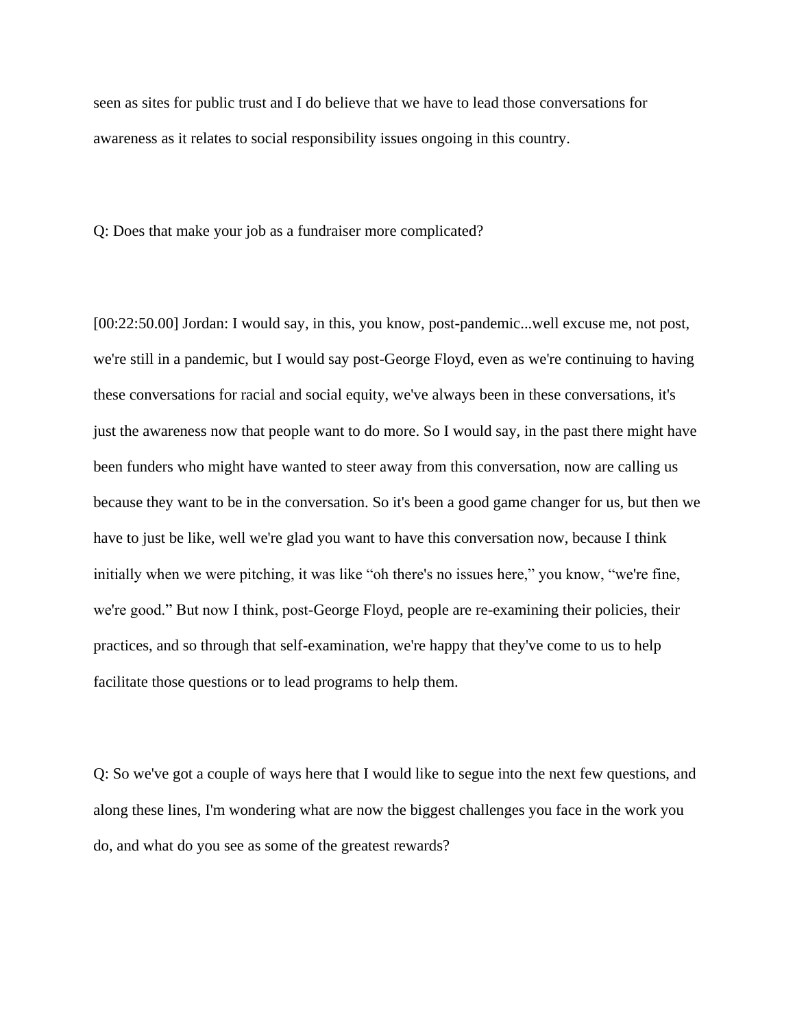seen as sites for public trust and I do believe that we have to lead those conversations for awareness as it relates to social responsibility issues ongoing in this country.

Q: Does that make your job as a fundraiser more complicated?

[00:22:50.00] Jordan: I would say, in this, you know, post-pandemic...well excuse me, not post, we're still in a pandemic, but I would say post-George Floyd, even as we're continuing to having these conversations for racial and social equity, we've always been in these conversations, it's just the awareness now that people want to do more. So I would say, in the past there might have been funders who might have wanted to steer away from this conversation, now are calling us because they want to be in the conversation. So it's been a good game changer for us, but then we have to just be like, well we're glad you want to have this conversation now, because I think initially when we were pitching, it was like "oh there's no issues here," you know, "we're fine, we're good." But now I think, post-George Floyd, people are re-examining their policies, their practices, and so through that self-examination, we're happy that they've come to us to help facilitate those questions or to lead programs to help them.

Q: So we've got a couple of ways here that I would like to segue into the next few questions, and along these lines, I'm wondering what are now the biggest challenges you face in the work you do, and what do you see as some of the greatest rewards?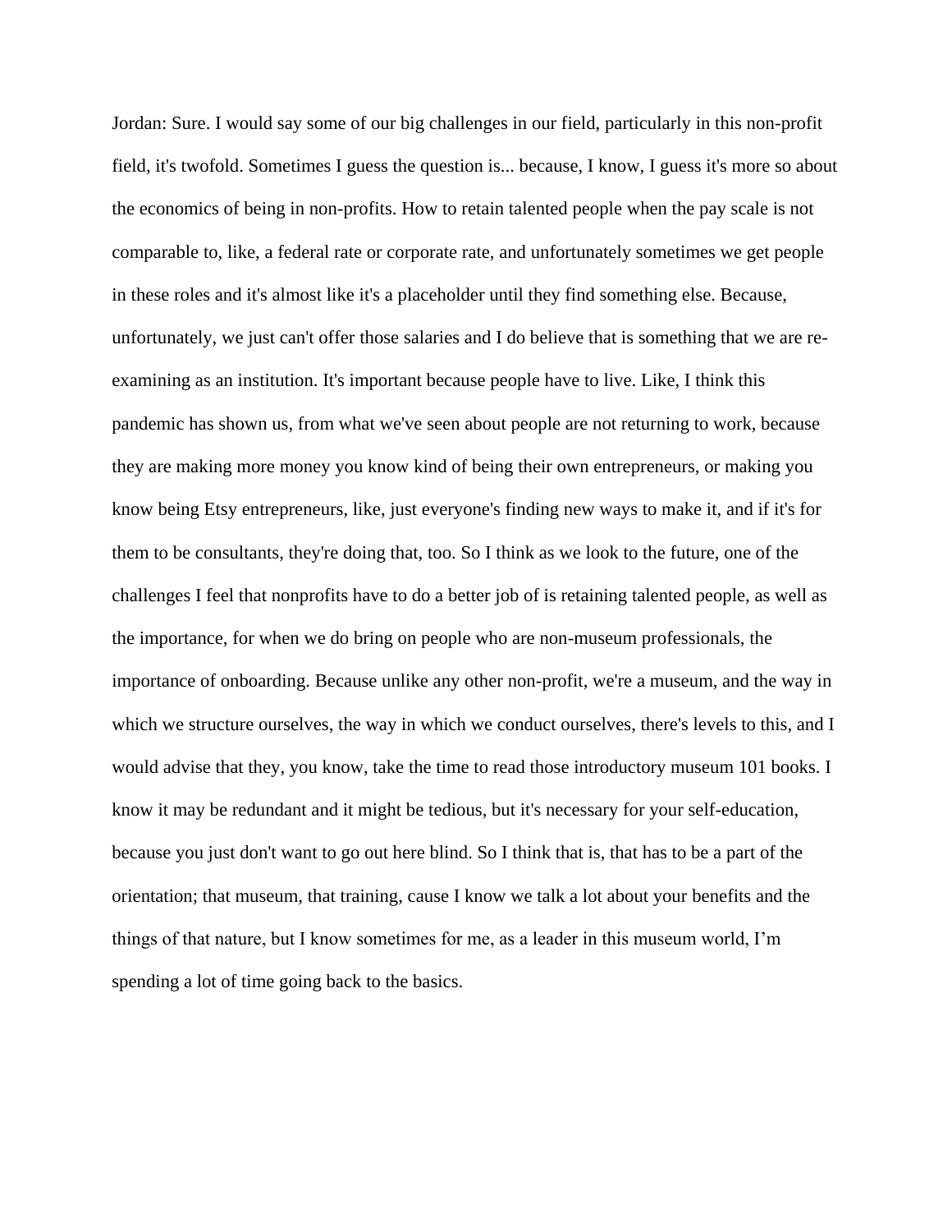Jordan: Sure. I would say some of our big challenges in our field, particularly in this non-profit field, it's twofold. Sometimes I guess the question is... because, I know, I guess it's more so about the economics of being in non-profits. How to retain talented people when the pay scale is not comparable to, like, a federal rate or corporate rate, and unfortunately sometimes we get people in these roles and it's almost like it's a placeholder until they find something else. Because, unfortunately, we just can't offer those salaries and I do believe that is something that we are re-examining as an institution. It's important because people have to live. Like, I think this pandemic has shown us, from what we've seen about people are not returning to work, because they are making more money you know kind of being their own entrepreneurs, or making you know being Etsy entrepreneurs, like, just everyone's finding new ways to make it, and if it's for them to be consultants, they're doing that, too. So I think as we look to the future, one of the challenges I feel that nonprofits have to do a better job of is retaining talented people, as well as the importance, for when we do bring on people who are non-museum professionals, the importance of onboarding. Because unlike any other non-profit, we're a museum, and the way in which we structure ourselves, the way in which we conduct ourselves, there's levels to this, and I would advise that they, you know, take the time to read those introductory museum 101 books. I know it may be redundant and it might be tedious, but it's necessary for your self-education, because you just don't want to go out here blind. So I think that is, that has to be a part of the orientation; that museum, that training, cause I know we talk a lot about your benefits and the things of that nature, but I know sometimes for me, as a leader in this museum world, I'm spending a lot of time going back to the basics.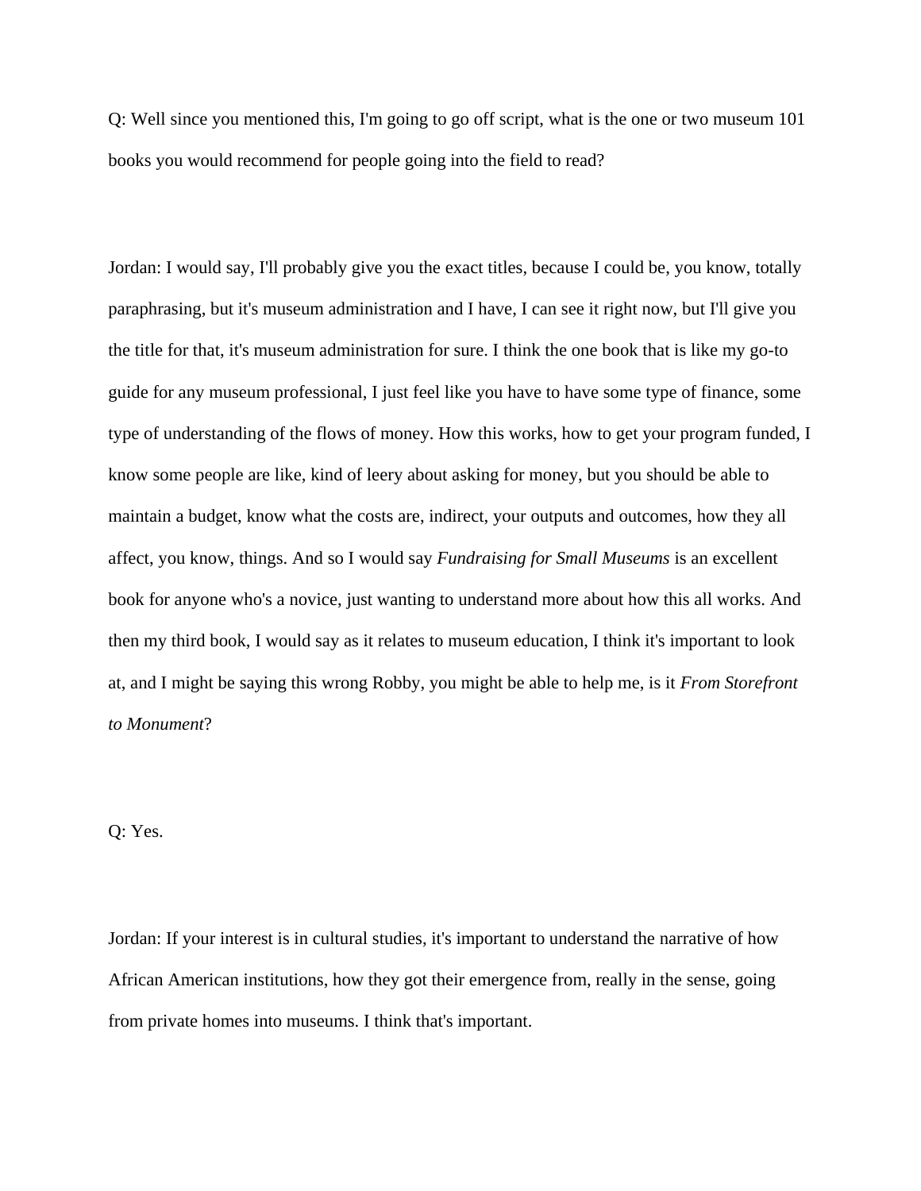Q: Well since you mentioned this, I'm going to go off script, what is the one or two museum 101 books you would recommend for people going into the field to read?

Jordan: I would say, I'll probably give you the exact titles, because I could be, you know, totally paraphrasing, but it's museum administration and I have, I can see it right now, but I'll give you the title for that, it's museum administration for sure. I think the one book that is like my go-to guide for any museum professional, I just feel like you have to have some type of finance, some type of understanding of the flows of money. How this works, how to get your program funded, I know some people are like, kind of leery about asking for money, but you should be able to maintain a budget, know what the costs are, indirect, your outputs and outcomes, how they all affect, you know, things. And so I would say *Fundraising for Small Museums* is an excellent book for anyone who's a novice, just wanting to understand more about how this all works. And then my third book, I would say as it relates to museum education, I think it's important to look at, and I might be saying this wrong Robby, you might be able to help me, is it *From Storefront to Monument*?

Q: Yes.

Jordan: If your interest is in cultural studies, it's important to understand the narrative of how African American institutions, how they got their emergence from, really in the sense, going from private homes into museums. I think that's important.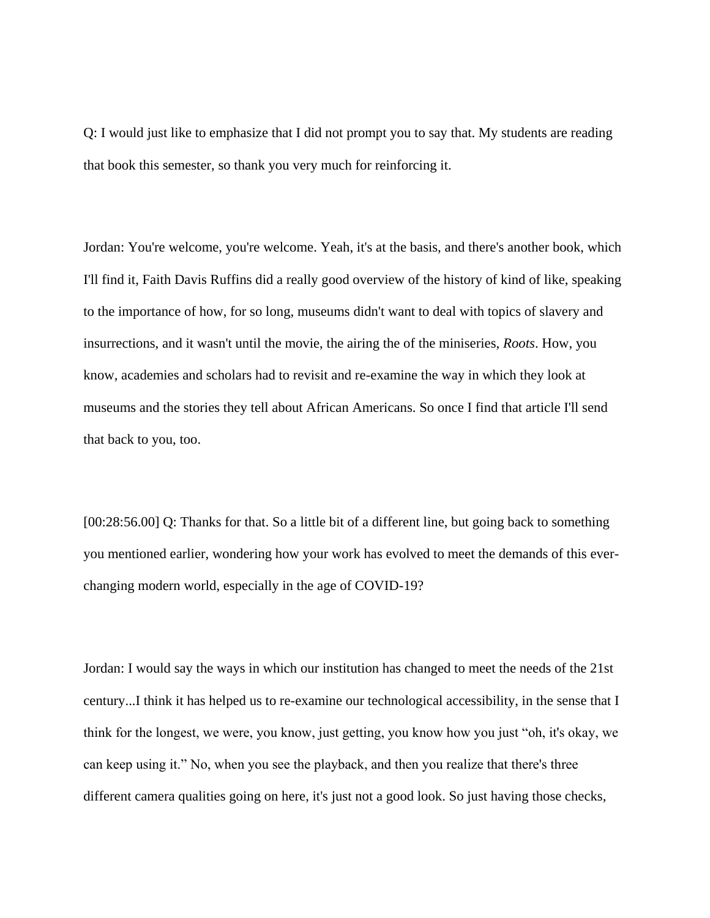Q: I would just like to emphasize that I did not prompt you to say that. My students are reading that book this semester, so thank you very much for reinforcing it.

Jordan: You're welcome, you're welcome. Yeah, it's at the basis, and there's another book, which I'll find it, Faith Davis Ruffins did a really good overview of the history of kind of like, speaking to the importance of how, for so long, museums didn't want to deal with topics of slavery and insurrections, and it wasn't until the movie, the airing the of the miniseries, *Roots*. How, you know, academies and scholars had to revisit and re-examine the way in which they look at museums and the stories they tell about African Americans. So once I find that article I'll send that back to you, too.

[00:28:56.00] Q: Thanks for that. So a little bit of a different line, but going back to something you mentioned earlier, wondering how your work has evolved to meet the demands of this ever-changing modern world, especially in the age of COVID-19?

Jordan: I would say the ways in which our institution has changed to meet the needs of the 21st century...I think it has helped us to re-examine our technological accessibility, in the sense that I think for the longest, we were, you know, just getting, you know how you just "oh, it's okay, we can keep using it." No, when you see the playback, and then you realize that there's three different camera qualities going on here, it's just not a good look. So just having those checks,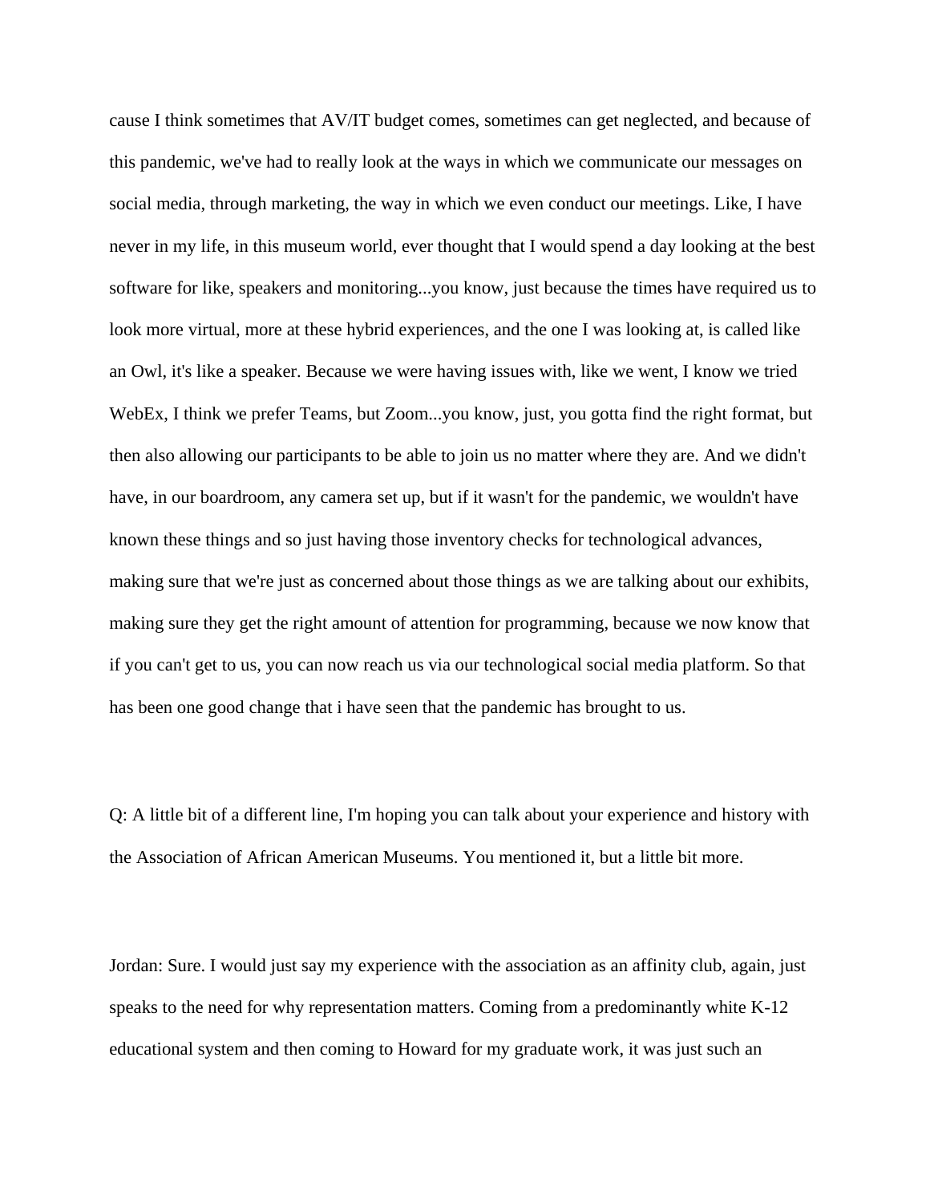cause I think sometimes that AV/IT budget comes, sometimes can get neglected, and because of this pandemic, we've had to really look at the ways in which we communicate our messages on social media, through marketing, the way in which we even conduct our meetings. Like, I have never in my life, in this museum world, ever thought that I would spend a day looking at the best software for like, speakers and monitoring...you know, just because the times have required us to look more virtual, more at these hybrid experiences, and the one I was looking at, is called like an Owl, it's like a speaker. Because we were having issues with, like we went, I know we tried WebEx, I think we prefer Teams, but Zoom...you know, just, you gotta find the right format, but then also allowing our participants to be able to join us no matter where they are. And we didn't have, in our boardroom, any camera set up, but if it wasn't for the pandemic, we wouldn't have known these things and so just having those inventory checks for technological advances, making sure that we're just as concerned about those things as we are talking about our exhibits, making sure they get the right amount of attention for programming, because we now know that if you can't get to us, you can now reach us via our technological social media platform. So that has been one good change that i have seen that the pandemic has brought to us.

Q: A little bit of a different line, I'm hoping you can talk about your experience and history with the Association of African American Museums. You mentioned it, but a little bit more.

Jordan: Sure. I would just say my experience with the association as an affinity club, again, just speaks to the need for why representation matters. Coming from a predominantly white K-12 educational system and then coming to Howard for my graduate work, it was just such an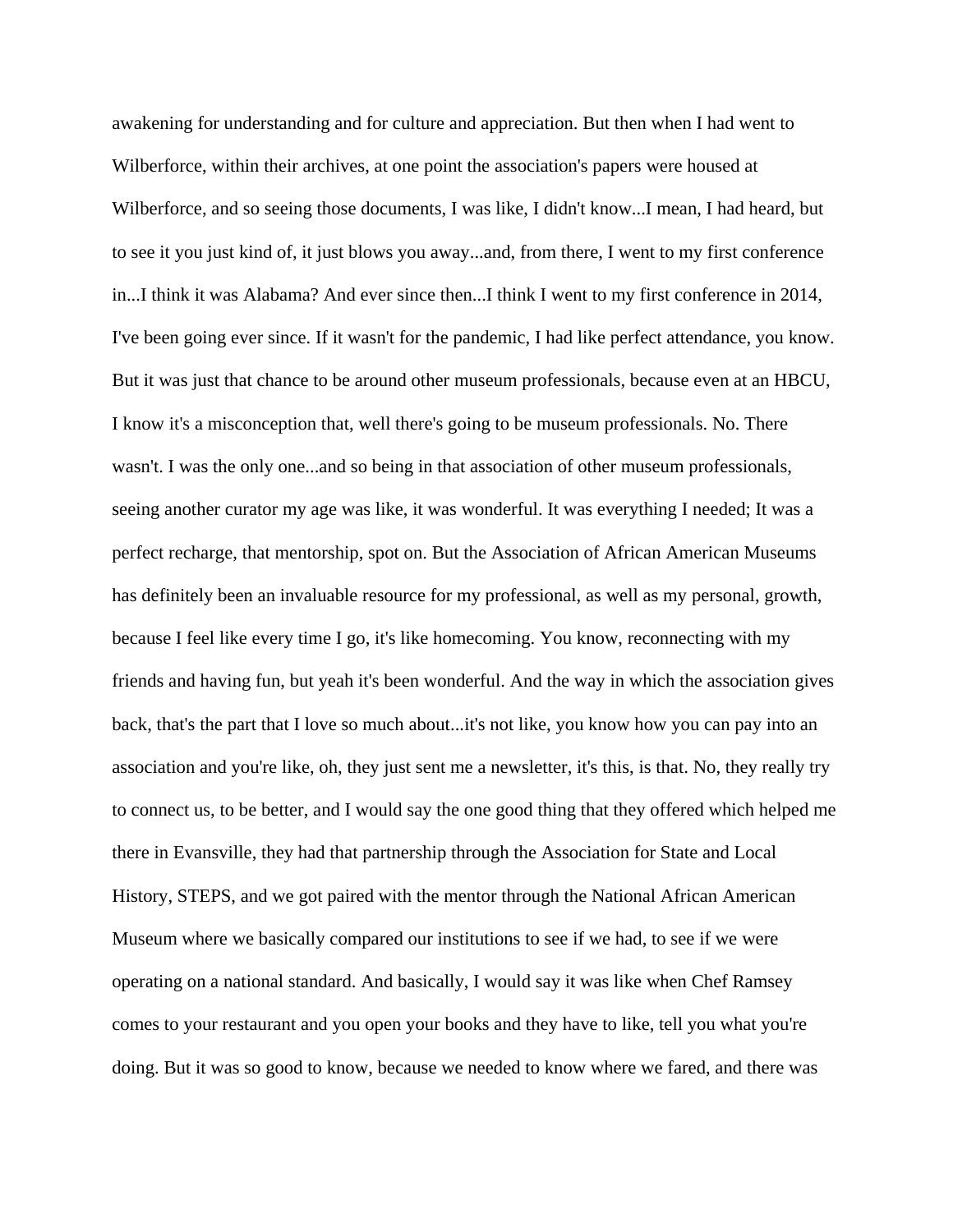awakening for understanding and for culture and appreciation. But then when I had went to Wilberforce, within their archives, at one point the association's papers were housed at Wilberforce, and so seeing those documents, I was like, I didn't know...I mean, I had heard, but to see it you just kind of, it just blows you away...and, from there, I went to my first conference in...I think it was Alabama? And ever since then...I think I went to my first conference in 2014, I've been going ever since. If it wasn't for the pandemic, I had like perfect attendance, you know. But it was just that chance to be around other museum professionals, because even at an HBCU, I know it's a misconception that, well there's going to be museum professionals. No. There wasn't. I was the only one...and so being in that association of other museum professionals, seeing another curator my age was like, it was wonderful. It was everything I needed; It was a perfect recharge, that mentorship, spot on. But the Association of African American Museums has definitely been an invaluable resource for my professional, as well as my personal, growth, because I feel like every time I go, it's like homecoming. You know, reconnecting with my friends and having fun, but yeah it's been wonderful. And the way in which the association gives back, that's the part that I love so much about...it's not like, you know how you can pay into an association and you're like, oh, they just sent me a newsletter, it's this, is that. No, they really try to connect us, to be better, and I would say the one good thing that they offered which helped me there in Evansville, they had that partnership through the Association for State and Local History, STEPS, and we got paired with the mentor through the National African American Museum where we basically compared our institutions to see if we had, to see if we were operating on a national standard. And basically, I would say it was like when Chef Ramsey comes to your restaurant and you open your books and they have to like, tell you what you're doing. But it was so good to know, because we needed to know where we fared, and there was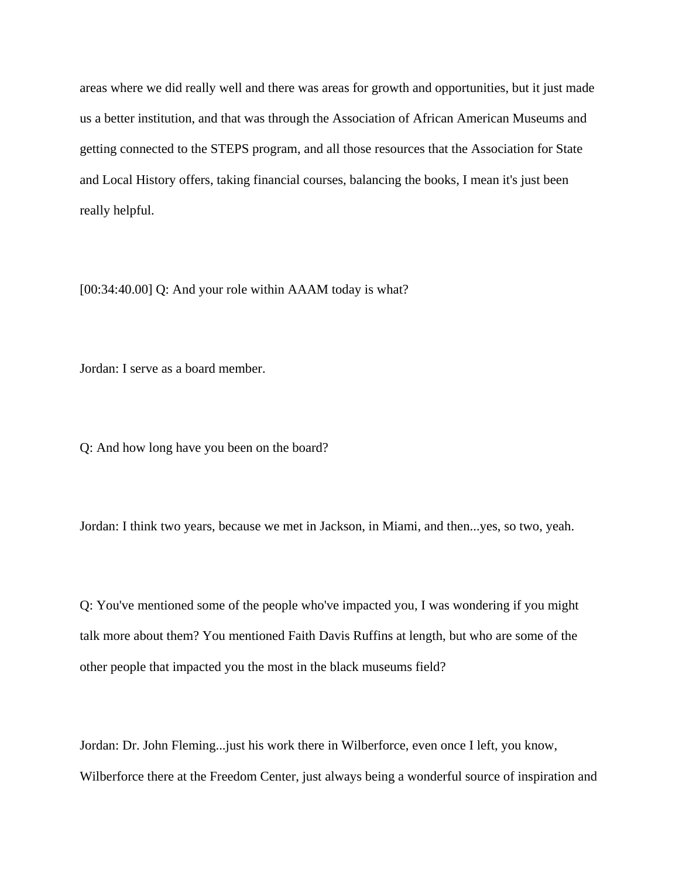areas where we did really well and there was areas for growth and opportunities, but it just made us a better institution, and that was through the Association of African American Museums and getting connected to the STEPS program, and all those resources that the Association for State and Local History offers, taking financial courses, balancing the books, I mean it's just been really helpful.

[00:34:40.00] Q: And your role within AAAM today is what?

Jordan: I serve as a board member.

Q: And how long have you been on the board?

Jordan: I think two years, because we met in Jackson, in Miami, and then...yes, so two, yeah.

Q: You've mentioned some of the people who've impacted you, I was wondering if you might talk more about them? You mentioned Faith Davis Ruffins at length, but who are some of the other people that impacted you the most in the black museums field?

Jordan: Dr. John Fleming...just his work there in Wilberforce, even once I left, you know, Wilberforce there at the Freedom Center, just always being a wonderful source of inspiration and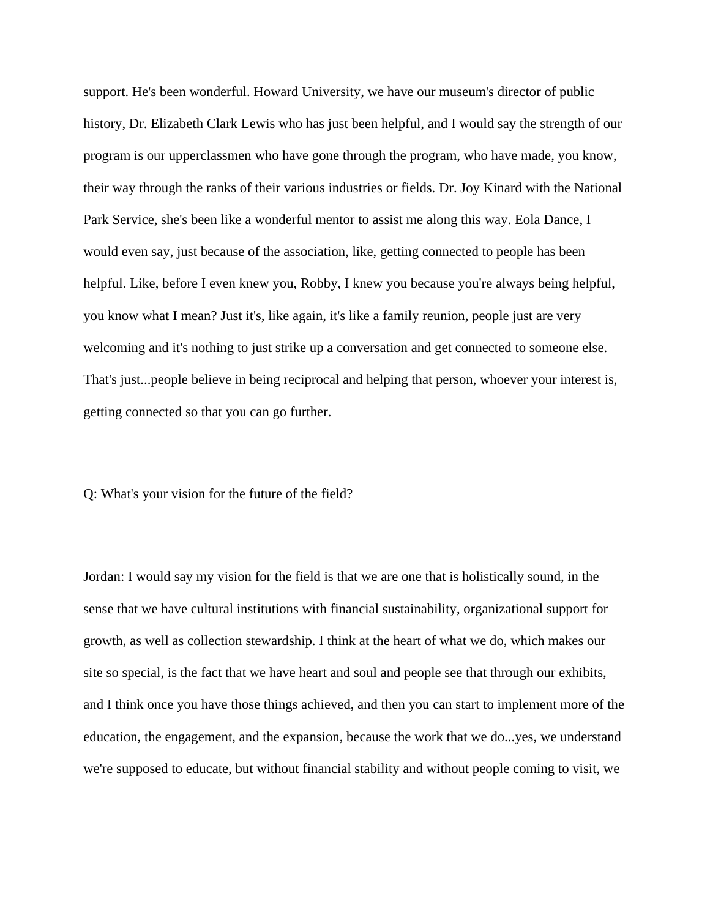support. He's been wonderful. Howard University, we have our museum's director of public history, Dr. Elizabeth Clark Lewis who has just been helpful, and I would say the strength of our program is our upperclassmen who have gone through the program, who have made, you know, their way through the ranks of their various industries or fields. Dr. Joy Kinard with the National Park Service, she's been like a wonderful mentor to assist me along this way. Eola Dance, I would even say, just because of the association, like, getting connected to people has been helpful. Like, before I even knew you, Robby, I knew you because you're always being helpful, you know what I mean? Just it's, like again, it's like a family reunion, people just are very welcoming and it's nothing to just strike up a conversation and get connected to someone else. That's just...people believe in being reciprocal and helping that person, whoever your interest is, getting connected so that you can go further.

Q: What's your vision for the future of the field?

Jordan: I would say my vision for the field is that we are one that is holistically sound, in the sense that we have cultural institutions with financial sustainability, organizational support for growth, as well as collection stewardship. I think at the heart of what we do, which makes our site so special, is the fact that we have heart and soul and people see that through our exhibits, and I think once you have those things achieved, and then you can start to implement more of the education, the engagement, and the expansion, because the work that we do...yes, we understand we're supposed to educate, but without financial stability and without people coming to visit, we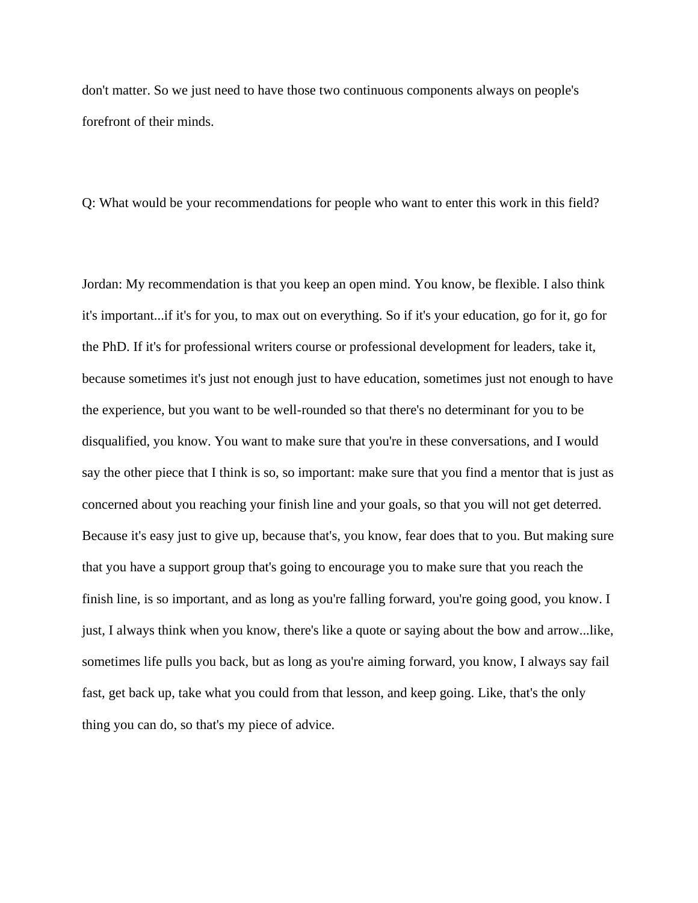don't matter. So we just need to have those two continuous components always on people's forefront of their minds.

Q: What would be your recommendations for people who want to enter this work in this field?

Jordan: My recommendation is that you keep an open mind. You know, be flexible. I also think it's important...if it's for you, to max out on everything. So if it's your education, go for it, go for the PhD. If it's for professional writers course or professional development for leaders, take it, because sometimes it's just not enough just to have education, sometimes just not enough to have the experience, but you want to be well-rounded so that there's no determinant for you to be disqualified, you know. You want to make sure that you're in these conversations, and I would say the other piece that I think is so, so important: make sure that you find a mentor that is just as concerned about you reaching your finish line and your goals, so that you will not get deterred. Because it's easy just to give up, because that's, you know, fear does that to you. But making sure that you have a support group that's going to encourage you to make sure that you reach the finish line, is so important, and as long as you're falling forward, you're going good, you know. I just, I always think when you know, there's like a quote or saying about the bow and arrow...like, sometimes life pulls you back, but as long as you're aiming forward, you know, I always say fail fast, get back up, take what you could from that lesson, and keep going. Like, that's the only thing you can do, so that's my piece of advice.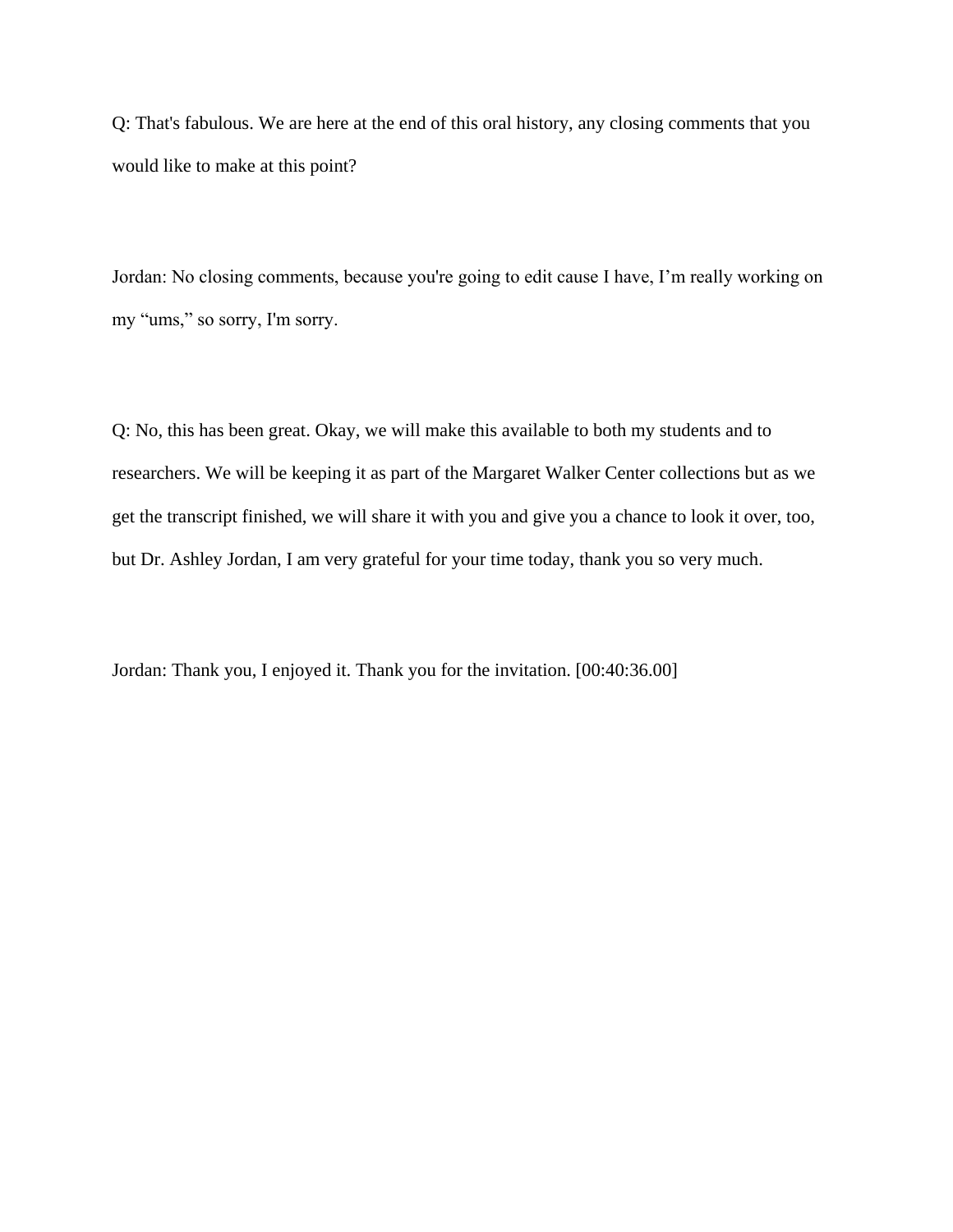Q: That's fabulous. We are here at the end of this oral history, any closing comments that you would like to make at this point?

Jordan: No closing comments, because you're going to edit cause I have, I'm really working on my "ums," so sorry, I'm sorry.

Q: No, this has been great. Okay, we will make this available to both my students and to researchers. We will be keeping it as part of the Margaret Walker Center collections but as we get the transcript finished, we will share it with you and give you a chance to look it over, too, but Dr. Ashley Jordan, I am very grateful for your time today, thank you so very much.

Jordan: Thank you, I enjoyed it. Thank you for the invitation. [00:40:36.00]